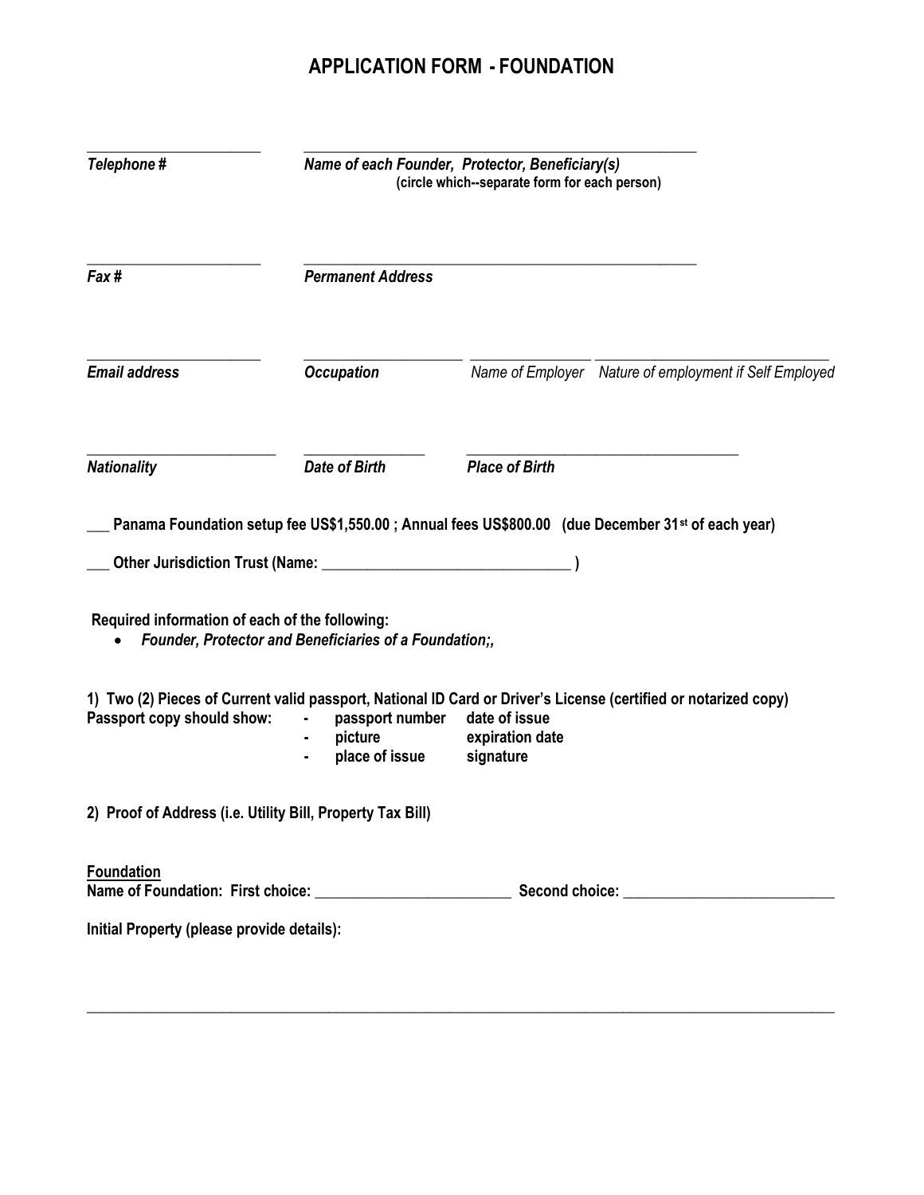# APPLICATION FORM - FOUNDATION

______________________ ______________________________________________________

***Telephone #*** ***Name of each Founder, Protector, Beneficiary(s)***
**(circle which--separate form for each person)**

______________________ ______________________________________________________

***Fax #*** ***Permanent Address***

______________________ ______________________ ________________ ________________________________

***Email address*** ***Occupation*** *Name of Employer* *Nature of employment if Self Employed*

________________________ ________________ ______________________________________

***Nationality*** ***Date of Birth*** ***Place of Birth***

**___ Panama Foundation setup fee US$1,550.00 ; Annual fees US$800.00 (due December 31st of each year)**

**___ Other Jurisdiction Trust (Name: ________________________________ )**

**Required information of each of the following:**

- ***Founder, Protector and Beneficiaries of a Foundation;,***

**1) Two (2) Pieces of Current valid passport, National ID Card or Driver's License (certified or notarized copy)**

**Passport copy should show:**

- **passport number** **date of issue**
- **picture** **expiration date**
- **place of issue** **signature**

**2) Proof of Address (i.e. Utility Bill, Property Tax Bill)**

**Foundation**

**Name of Foundation: First choice: _________________________ Second choice: ___________________________**

**Initial Property (please provide details):**

______________________________________________________________________________________________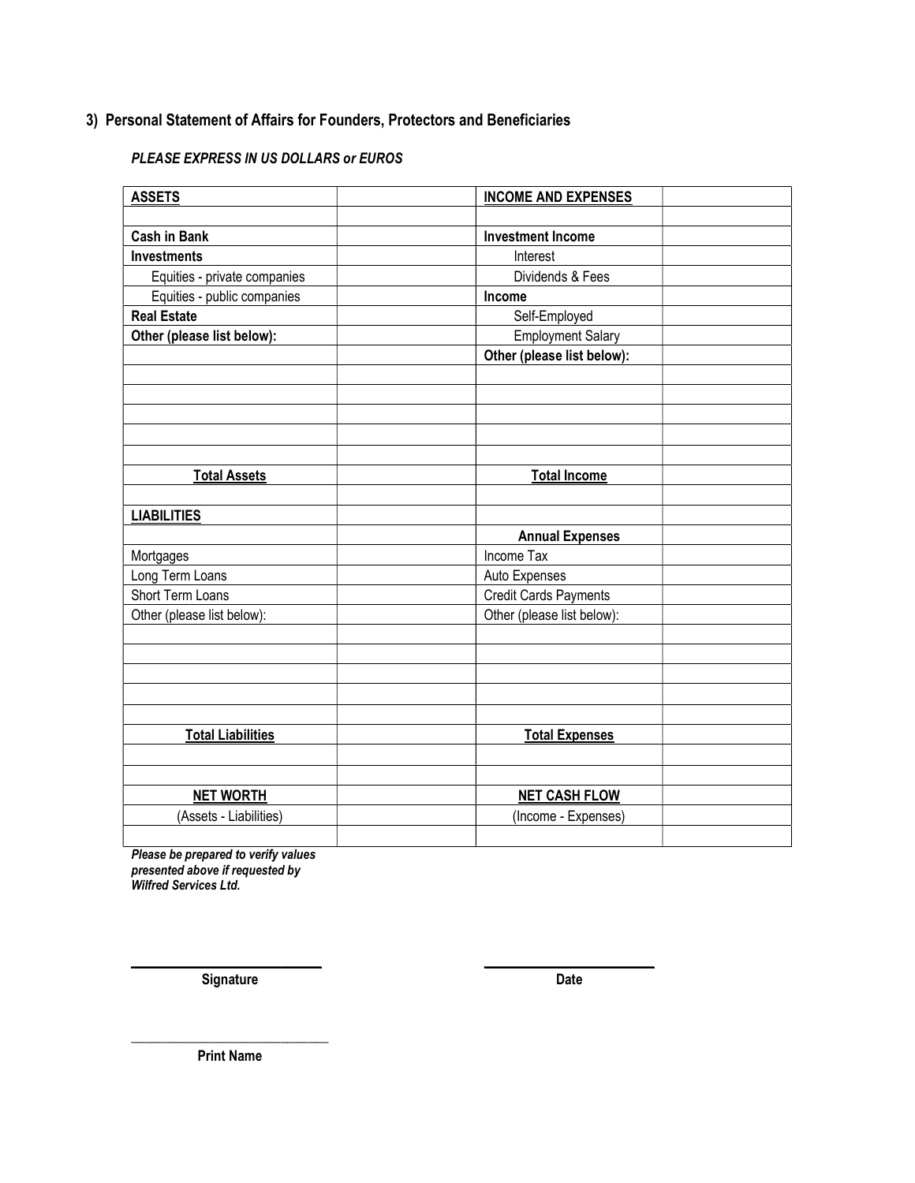### 3) Personal Statement of Affairs for Founders, Protectors and Beneficiaries

***PLEASE EXPRESS IN US DOLLARS or EUROS***

| **ASSETS** | | **INCOME AND EXPENSES** | |
|---|---|---|---|
| | | | |
| **Cash in Bank** | | **Investment Income** | |
| **Investments** | | Interest | |
| Equities - private companies | | Dividends & Fees | |
| Equities - public companies | | **Income** | |
| **Real Estate** | | Self-Employed | |
| **Other (please list below):** | | Employment Salary | |
| | | **Other (please list below):** | |
| | | | |
| | | | |
| | | | |
| | | | |
| | | | |
| **Total Assets** | | **Total Income** | |
| | | | |
| **LIABILITIES** | | | |
| | | **Annual Expenses** | |
| Mortgages | | Income Tax | |
| Long Term Loans | | Auto Expenses | |
| Short Term Loans | | Credit Cards Payments | |
| Other (please list below): | | Other (please list below): | |
| | | | |
| | | | |
| | | | |
| | | | |
| | | | |
| **Total Liabilities** | | **Total Expenses** | |
| | | | |
| | | | |
| **NET WORTH** | | **NET CASH FLOW** | |
| (Assets - Liabilities) | | (Income - Expenses) | |
| | | | |

***Please be prepared to verify values presented above if requested by Wilfred Services Ltd.***

\_\_\_\_\_\_\_\_\_\_\_\_\_\_\_\_\_\_\_\_\_\_\_\_\_\_ **Signature**

\_\_\_\_\_\_\_\_\_\_\_\_\_\_\_\_\_\_\_\_\_\_\_\_ **Date**

\_\_\_\_\_\_\_\_\_\_\_\_\_\_\_\_\_\_\_\_\_\_\_\_\_\_ **Print Name**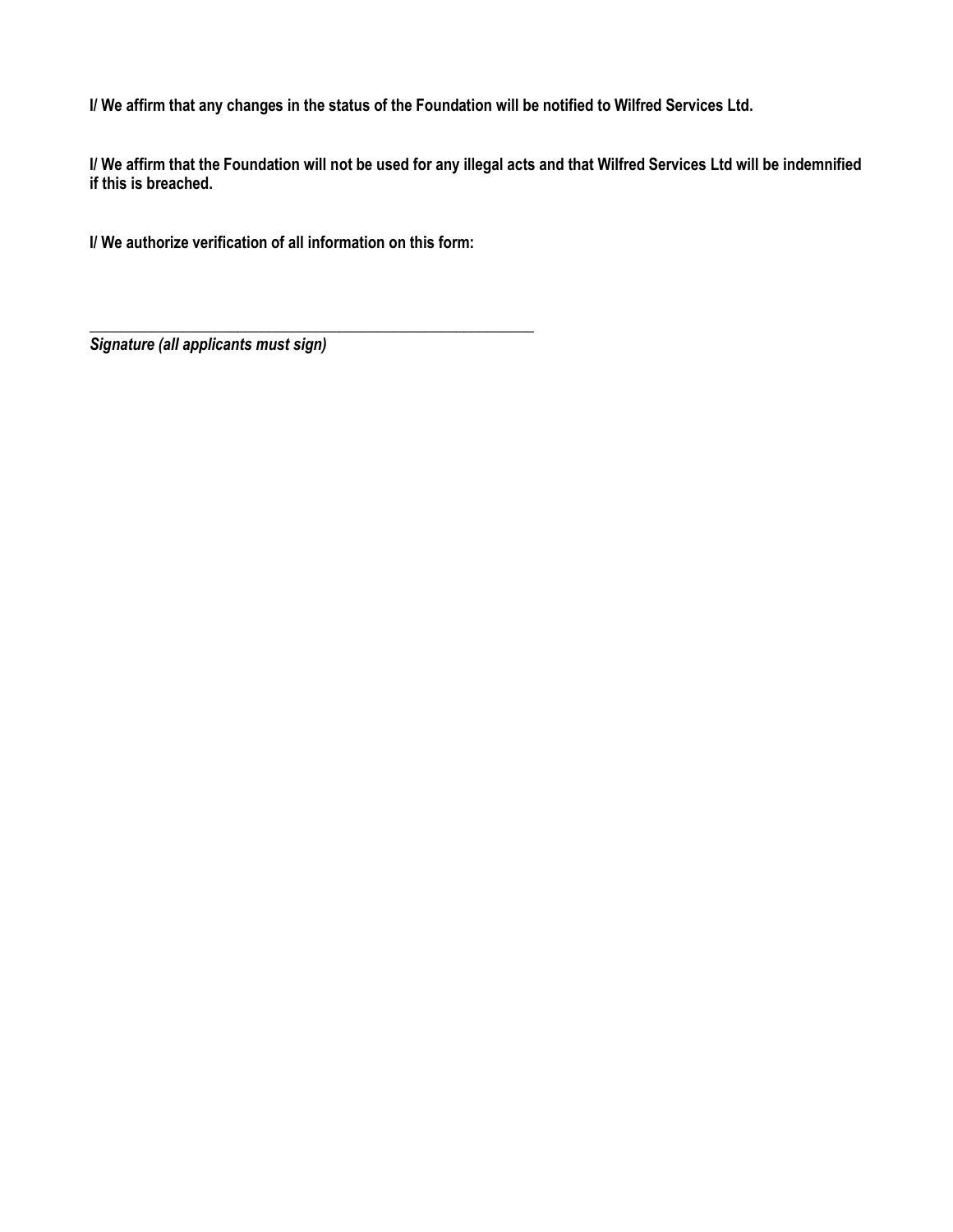**I/ We affirm that any changes in the status of the Foundation will be notified to Wilfred Services Ltd.**

**I/ We affirm that the Foundation will not be used for any illegal acts and that Wilfred Services Ltd will be indemnified if this is breached.**

**I/ We authorize verification of all information on this form:**

_______________________________________________

***Signature (all applicants must sign)***